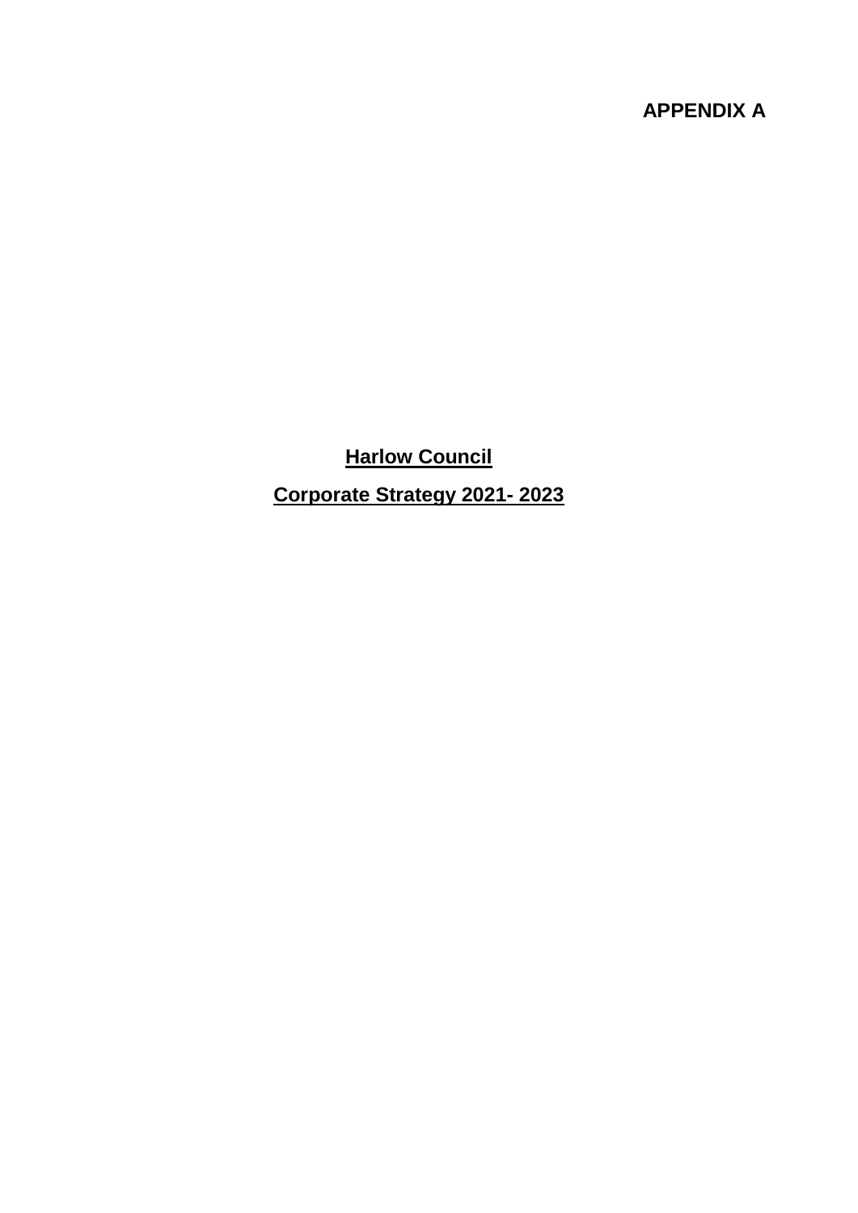**APPENDIX A**

# Harlow Council

## Corporate Strategy 2021- 2023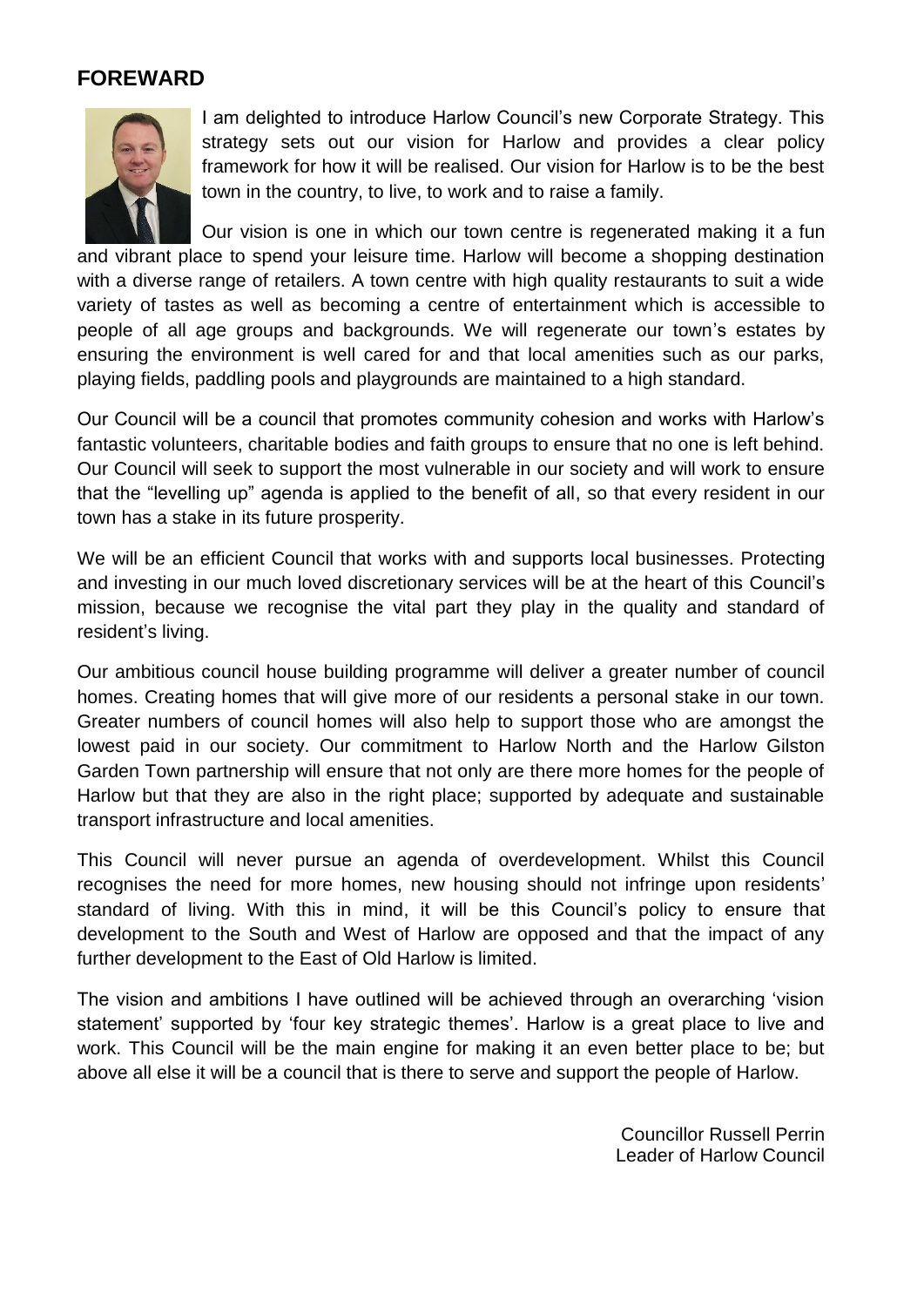## FOREWARD

I am delighted to introduce Harlow Council's new Corporate Strategy. This strategy sets out our vision for Harlow and provides a clear policy framework for how it will be realised. Our vision for Harlow is to be the best town in the country, to live, to work and to raise a family.

Our vision is one in which our town centre is regenerated making it a fun and vibrant place to spend your leisure time. Harlow will become a shopping destination with a diverse range of retailers. A town centre with high quality restaurants to suit a wide variety of tastes as well as becoming a centre of entertainment which is accessible to people of all age groups and backgrounds. We will regenerate our town's estates by ensuring the environment is well cared for and that local amenities such as our parks, playing fields, paddling pools and playgrounds are maintained to a high standard.

Our Council will be a council that promotes community cohesion and works with Harlow's fantastic volunteers, charitable bodies and faith groups to ensure that no one is left behind. Our Council will seek to support the most vulnerable in our society and will work to ensure that the "levelling up" agenda is applied to the benefit of all, so that every resident in our town has a stake in its future prosperity.

We will be an efficient Council that works with and supports local businesses. Protecting and investing in our much loved discretionary services will be at the heart of this Council's mission, because we recognise the vital part they play in the quality and standard of resident's living.

Our ambitious council house building programme will deliver a greater number of council homes. Creating homes that will give more of our residents a personal stake in our town. Greater numbers of council homes will also help to support those who are amongst the lowest paid in our society. Our commitment to Harlow North and the Harlow Gilston Garden Town partnership will ensure that not only are there more homes for the people of Harlow but that they are also in the right place; supported by adequate and sustainable transport infrastructure and local amenities.

This Council will never pursue an agenda of overdevelopment. Whilst this Council recognises the need for more homes, new housing should not infringe upon residents' standard of living. With this in mind, it will be this Council's policy to ensure that development to the South and West of Harlow are opposed and that the impact of any further development to the East of Old Harlow is limited.

The vision and ambitions I have outlined will be achieved through an overarching 'vision statement' supported by 'four key strategic themes'. Harlow is a great place to live and work. This Council will be the main engine for making it an even better place to be; but above all else it will be a council that is there to serve and support the people of Harlow.

Councillor Russell Perrin
Leader of Harlow Council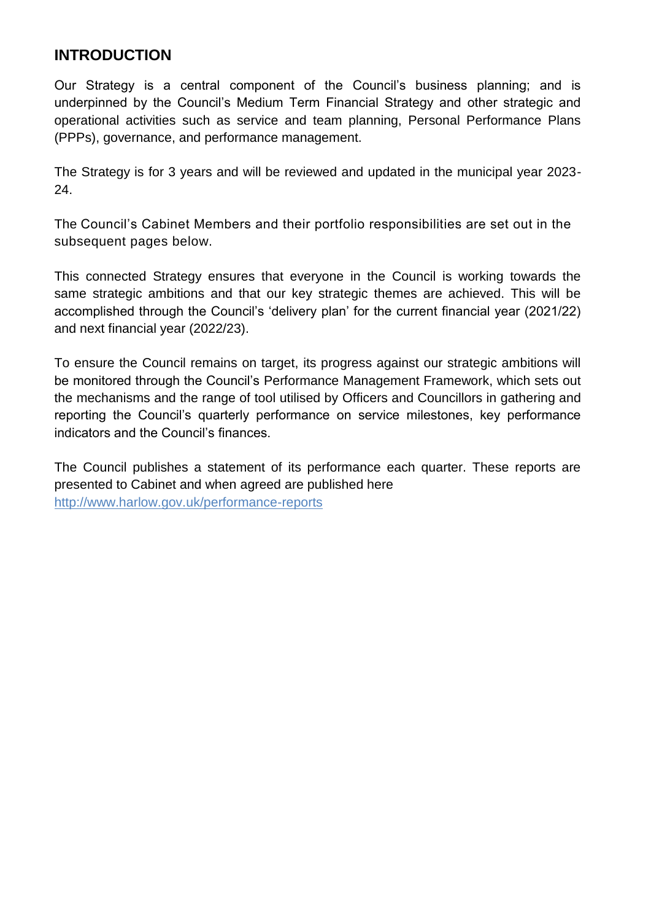## INTRODUCTION

Our Strategy is a central component of the Council's business planning; and is underpinned by the Council's Medium Term Financial Strategy and other strategic and operational activities such as service and team planning, Personal Performance Plans (PPPs), governance, and performance management.

The Strategy is for 3 years and will be reviewed and updated in the municipal year 2023-24.

The Council's Cabinet Members and their portfolio responsibilities are set out in the subsequent pages below.

This connected Strategy ensures that everyone in the Council is working towards the same strategic ambitions and that our key strategic themes are achieved. This will be accomplished through the Council's 'delivery plan' for the current financial year (2021/22) and next financial year (2022/23).

To ensure the Council remains on target, its progress against our strategic ambitions will be monitored through the Council's Performance Management Framework, which sets out the mechanisms and the range of tool utilised by Officers and Councillors in gathering and reporting the Council's quarterly performance on service milestones, key performance indicators and the Council's finances.

The Council publishes a statement of its performance each quarter. These reports are presented to Cabinet and when agreed are published here [http://www.harlow.gov.uk/performance-reports](http://www.harlow.gov.uk/performance-reports)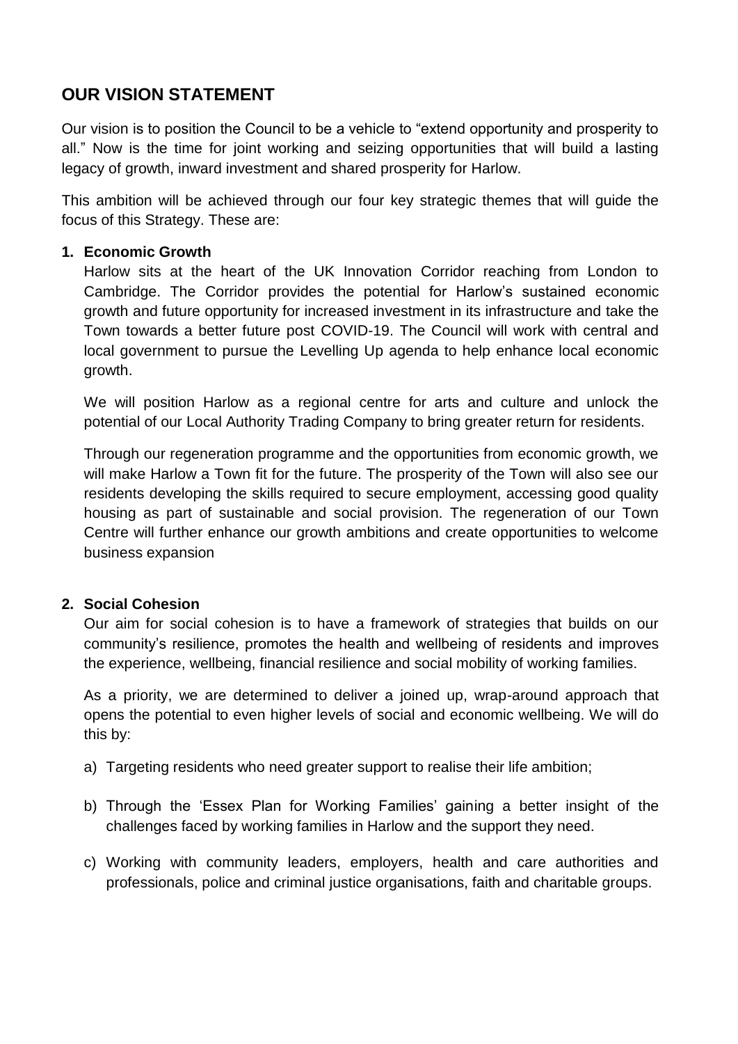## OUR VISION STATEMENT

Our vision is to position the Council to be a vehicle to "extend opportunity and prosperity to all." Now is the time for joint working and seizing opportunities that will build a lasting legacy of growth, inward investment and shared prosperity for Harlow.

This ambition will be achieved through our four key strategic themes that will guide the focus of this Strategy. These are:

1. **Economic Growth**

   Harlow sits at the heart of the UK Innovation Corridor reaching from London to Cambridge. The Corridor provides the potential for Harlow's sustained economic growth and future opportunity for increased investment in its infrastructure and take the Town towards a better future post COVID-19. The Council will work with central and local government to pursue the Levelling Up agenda to help enhance local economic growth.

   We will position Harlow as a regional centre for arts and culture and unlock the potential of our Local Authority Trading Company to bring greater return for residents.

   Through our regeneration programme and the opportunities from economic growth, we will make Harlow a Town fit for the future. The prosperity of the Town will also see our residents developing the skills required to secure employment, accessing good quality housing as part of sustainable and social provision. The regeneration of our Town Centre will further enhance our growth ambitions and create opportunities to welcome business expansion

2. **Social Cohesion**

   Our aim for social cohesion is to have a framework of strategies that builds on our community's resilience, promotes the health and wellbeing of residents and improves the experience, wellbeing, financial resilience and social mobility of working families.

   As a priority, we are determined to deliver a joined up, wrap-around approach that opens the potential to even higher levels of social and economic wellbeing. We will do this by:

   a) Targeting residents who need greater support to realise their life ambition;

   b) Through the 'Essex Plan for Working Families' gaining a better insight of the challenges faced by working families in Harlow and the support they need.

   c) Working with community leaders, employers, health and care authorities and professionals, police and criminal justice organisations, faith and charitable groups.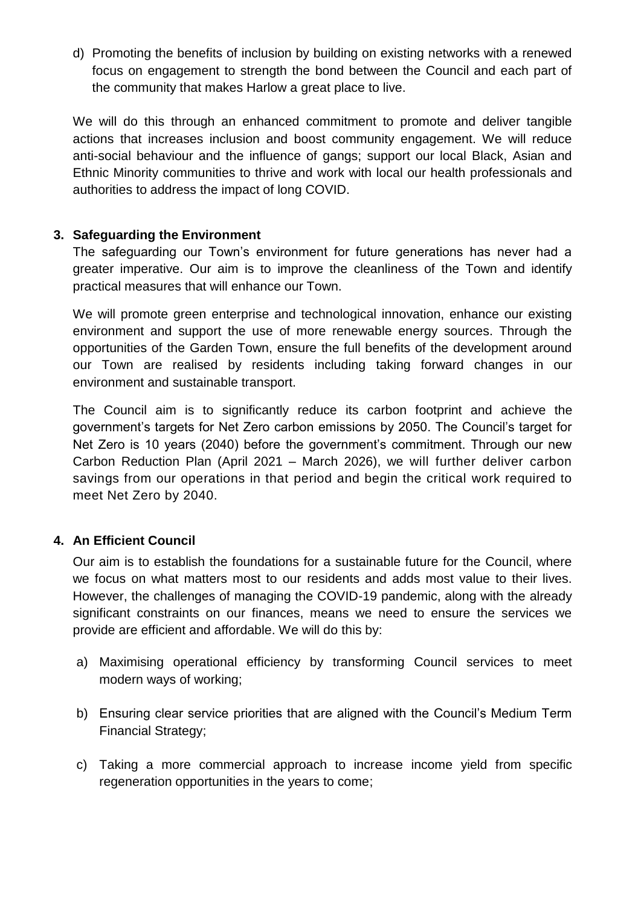d) Promoting the benefits of inclusion by building on existing networks with a renewed focus on engagement to strength the bond between the Council and each part of the community that makes Harlow a great place to live.

We will do this through an enhanced commitment to promote and deliver tangible actions that increases inclusion and boost community engagement. We will reduce anti-social behaviour and the influence of gangs; support our local Black, Asian and Ethnic Minority communities to thrive and work with local our health professionals and authorities to address the impact of long COVID.

### 3. Safeguarding the Environment

The safeguarding our Town's environment for future generations has never had a greater imperative. Our aim is to improve the cleanliness of the Town and identify practical measures that will enhance our Town.

We will promote green enterprise and technological innovation, enhance our existing environment and support the use of more renewable energy sources. Through the opportunities of the Garden Town, ensure the full benefits of the development around our Town are realised by residents including taking forward changes in our environment and sustainable transport.

The Council aim is to significantly reduce its carbon footprint and achieve the government's targets for Net Zero carbon emissions by 2050. The Council's target for Net Zero is 10 years (2040) before the government's commitment. Through our new Carbon Reduction Plan (April 2021 – March 2026), we will further deliver carbon savings from our operations in that period and begin the critical work required to meet Net Zero by 2040.

### 4. An Efficient Council

Our aim is to establish the foundations for a sustainable future for the Council, where we focus on what matters most to our residents and adds most value to their lives. However, the challenges of managing the COVID-19 pandemic, along with the already significant constraints on our finances, means we need to ensure the services we provide are efficient and affordable. We will do this by:

a) Maximising operational efficiency by transforming Council services to meet modern ways of working;

b) Ensuring clear service priorities that are aligned with the Council's Medium Term Financial Strategy;

c) Taking a more commercial approach to increase income yield from specific regeneration opportunities in the years to come;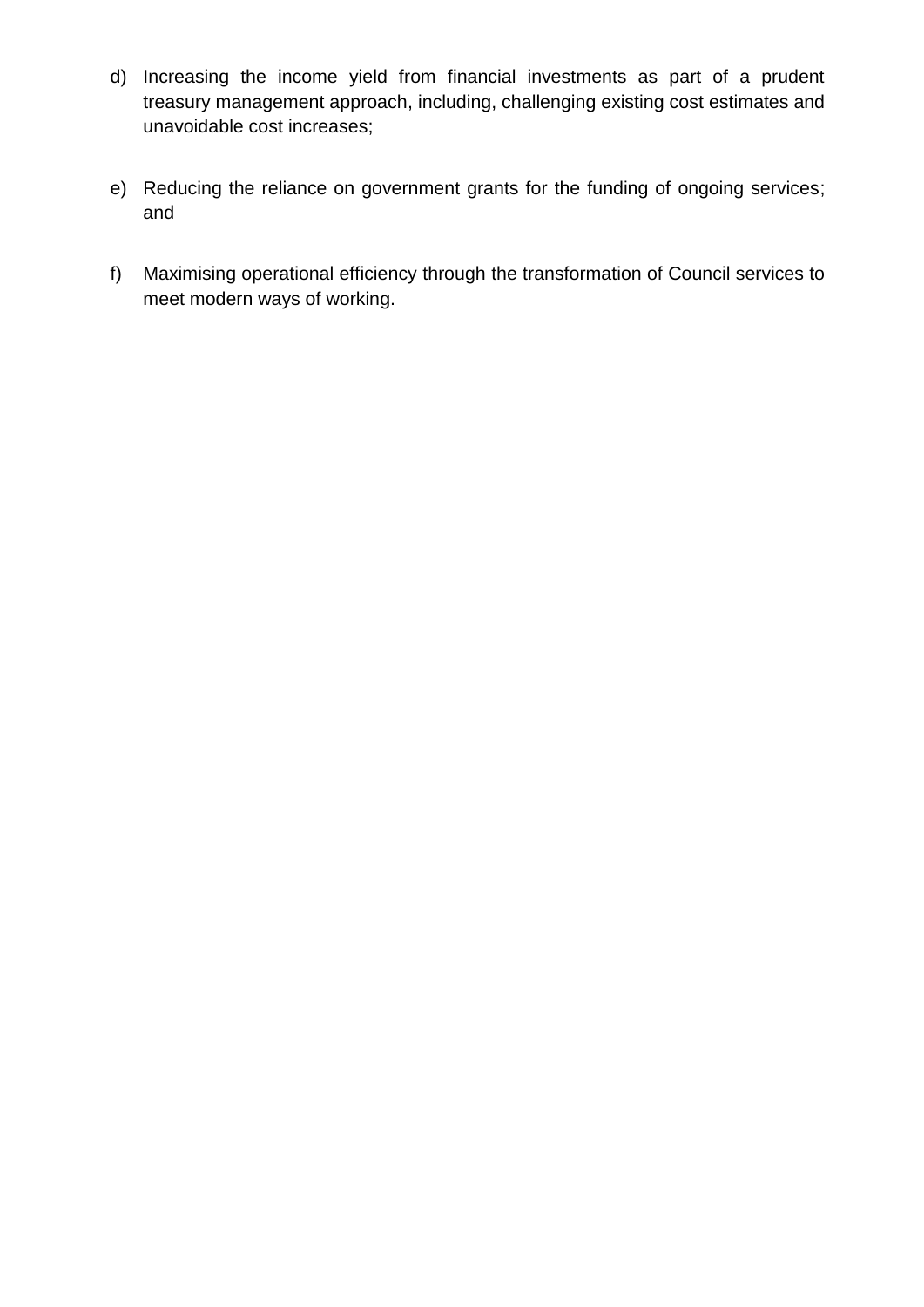d) Increasing the income yield from financial investments as part of a prudent treasury management approach, including, challenging existing cost estimates and unavoidable cost increases;

e) Reducing the reliance on government grants for the funding of ongoing services; and

f) Maximising operational efficiency through the transformation of Council services to meet modern ways of working.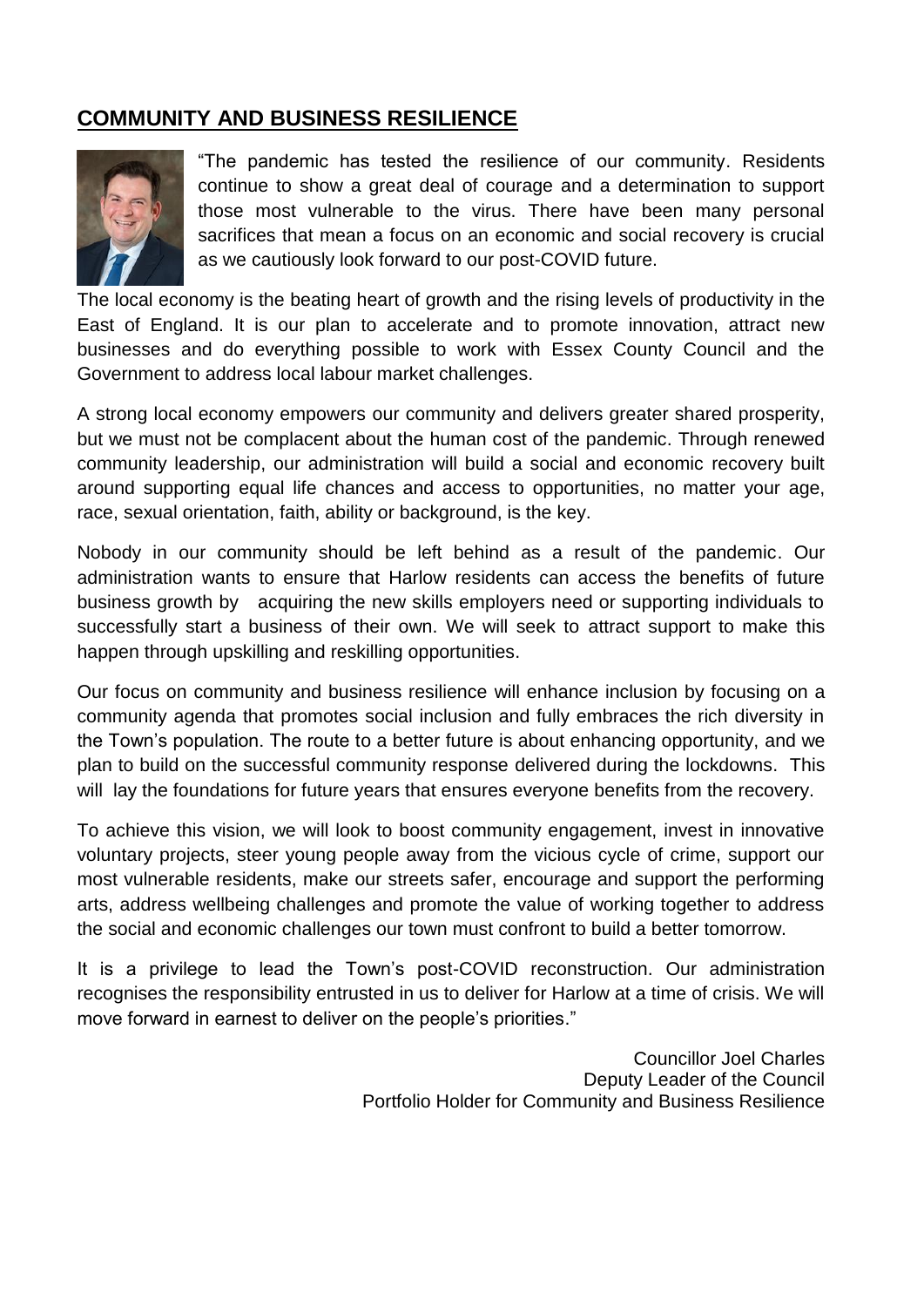## COMMUNITY AND BUSINESS RESILIENCE

"The pandemic has tested the resilience of our community. Residents continue to show a great deal of courage and a determination to support those most vulnerable to the virus. There have been many personal sacrifices that mean a focus on an economic and social recovery is crucial as we cautiously look forward to our post-COVID future.

The local economy is the beating heart of growth and the rising levels of productivity in the East of England. It is our plan to accelerate and to promote innovation, attract new businesses and do everything possible to work with Essex County Council and the Government to address local labour market challenges.

A strong local economy empowers our community and delivers greater shared prosperity, but we must not be complacent about the human cost of the pandemic. Through renewed community leadership, our administration will build a social and economic recovery built around supporting equal life chances and access to opportunities, no matter your age, race, sexual orientation, faith, ability or background, is the key.

Nobody in our community should be left behind as a result of the pandemic. Our administration wants to ensure that Harlow residents can access the benefits of future business growth by acquiring the new skills employers need or supporting individuals to successfully start a business of their own. We will seek to attract support to make this happen through upskilling and reskilling opportunities.

Our focus on community and business resilience will enhance inclusion by focusing on a community agenda that promotes social inclusion and fully embraces the rich diversity in the Town's population. The route to a better future is about enhancing opportunity, and we plan to build on the successful community response delivered during the lockdowns. This will lay the foundations for future years that ensures everyone benefits from the recovery.

To achieve this vision, we will look to boost community engagement, invest in innovative voluntary projects, steer young people away from the vicious cycle of crime, support our most vulnerable residents, make our streets safer, encourage and support the performing arts, address wellbeing challenges and promote the value of working together to address the social and economic challenges our town must confront to build a better tomorrow.

It is a privilege to lead the Town's post-COVID reconstruction. Our administration recognises the responsibility entrusted in us to deliver for Harlow at a time of crisis. We will move forward in earnest to deliver on the people's priorities."

Councillor Joel Charles
Deputy Leader of the Council
Portfolio Holder for Community and Business Resilience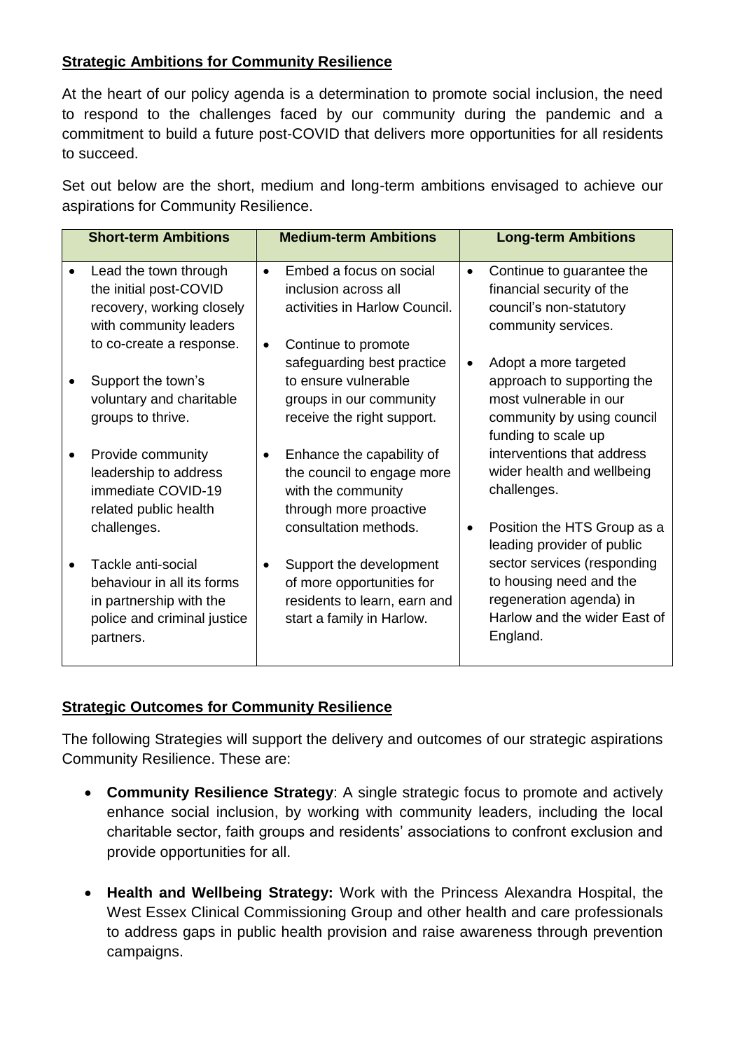**Strategic Ambitions for Community Resilience**

At the heart of our policy agenda is a determination to promote social inclusion, the need to respond to the challenges faced by our community during the pandemic and a commitment to build a future post-COVID that delivers more opportunities for all residents to succeed.

Set out below are the short, medium and long-term ambitions envisaged to achieve our aspirations for Community Resilience.

| Short-term Ambitions | Medium-term Ambitions | Long-term Ambitions |
| --- | --- | --- |
| • Lead the town through the initial post-COVID recovery, working closely with community leaders to co-create a response.<br><br>• Support the town's voluntary and charitable groups to thrive.<br><br>• Provide community leadership to address immediate COVID-19 related public health challenges.<br><br>• Tackle anti-social behaviour in all its forms in partnership with the police and criminal justice partners. | • Embed a focus on social inclusion across all activities in Harlow Council.<br><br>• Continue to promote safeguarding best practice to ensure vulnerable groups in our community receive the right support.<br><br>• Enhance the capability of the council to engage more with the community through more proactive consultation methods.<br><br>• Support the development of more opportunities for residents to learn, earn and start a family in Harlow. | • Continue to guarantee the financial security of the council's non-statutory community services.<br><br>• Adopt a more targeted approach to supporting the most vulnerable in our community by using council funding to scale up interventions that address wider health and wellbeing challenges.<br><br>• Position the HTS Group as a leading provider of public sector services (responding to housing need and the regeneration agenda) in Harlow and the wider East of England. |

**Strategic Outcomes for Community Resilience**

The following Strategies will support the delivery and outcomes of our strategic aspirations Community Resilience. These are:

- **Community Resilience Strategy**: A single strategic focus to promote and actively enhance social inclusion, by working with community leaders, including the local charitable sector, faith groups and residents' associations to confront exclusion and provide opportunities for all.

- **Health and Wellbeing Strategy:** Work with the Princess Alexandra Hospital, the West Essex Clinical Commissioning Group and other health and care professionals to address gaps in public health provision and raise awareness through prevention campaigns.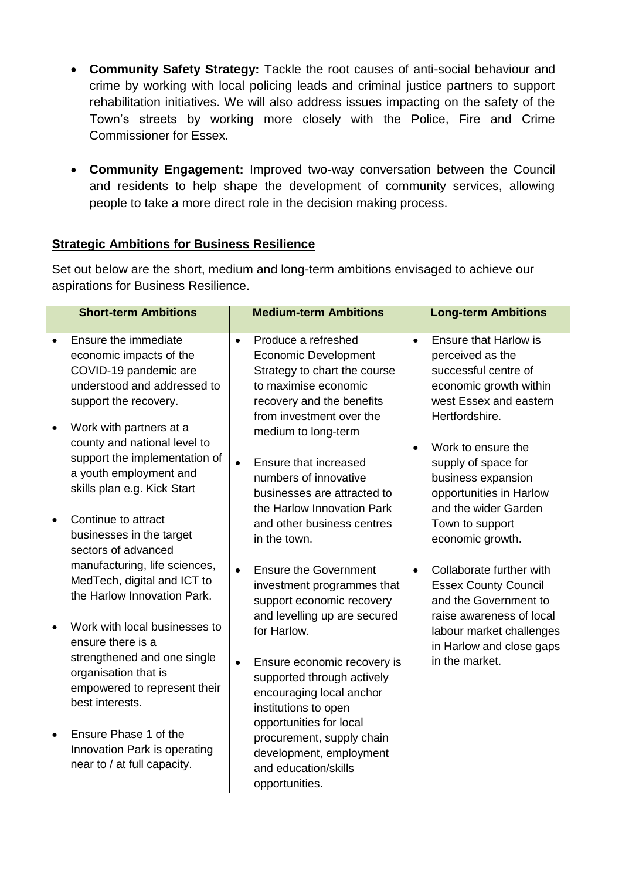- **Community Safety Strategy:** Tackle the root causes of anti-social behaviour and crime by working with local policing leads and criminal justice partners to support rehabilitation initiatives. We will also address issues impacting on the safety of the Town's streets by working more closely with the Police, Fire and Crime Commissioner for Essex.

- **Community Engagement:** Improved two-way conversation between the Council and residents to help shape the development of community services, allowing people to take a more direct role in the decision making process.

**Strategic Ambitions for Business Resilience**

Set out below are the short, medium and long-term ambitions envisaged to achieve our aspirations for Business Resilience.

| Short-term Ambitions | Medium-term Ambitions | Long-term Ambitions |
| --- | --- | --- |
| • Ensure the immediate economic impacts of the COVID-19 pandemic are understood and addressed to support the recovery.<br><br>• Work with partners at a county and national level to support the implementation of a youth employment and skills plan e.g. Kick Start<br><br>• Continue to attract businesses in the target sectors of advanced manufacturing, life sciences, MedTech, digital and ICT to the Harlow Innovation Park.<br><br>• Work with local businesses to ensure there is a strengthened and one single organisation that is empowered to represent their best interests.<br><br>• Ensure Phase 1 of the Innovation Park is operating near to / at full capacity. | • Produce a refreshed Economic Development Strategy to chart the course to maximise economic recovery and the benefits from investment over the medium to long-term<br><br>• Ensure that increased numbers of innovative businesses are attracted to the Harlow Innovation Park and other business centres in the town.<br><br>• Ensure the Government investment programmes that support economic recovery and levelling up are secured for Harlow.<br><br>• Ensure economic recovery is supported through actively encouraging local anchor institutions to open opportunities for local procurement, supply chain development, employment and education/skills opportunities. | • Ensure that Harlow is perceived as the successful centre of economic growth within west Essex and eastern Hertfordshire.<br><br>• Work to ensure the supply of space for business expansion opportunities in Harlow and the wider Garden Town to support economic growth.<br><br>• Collaborate further with Essex County Council and the Government to raise awareness of local labour market challenges in Harlow and close gaps in the market. |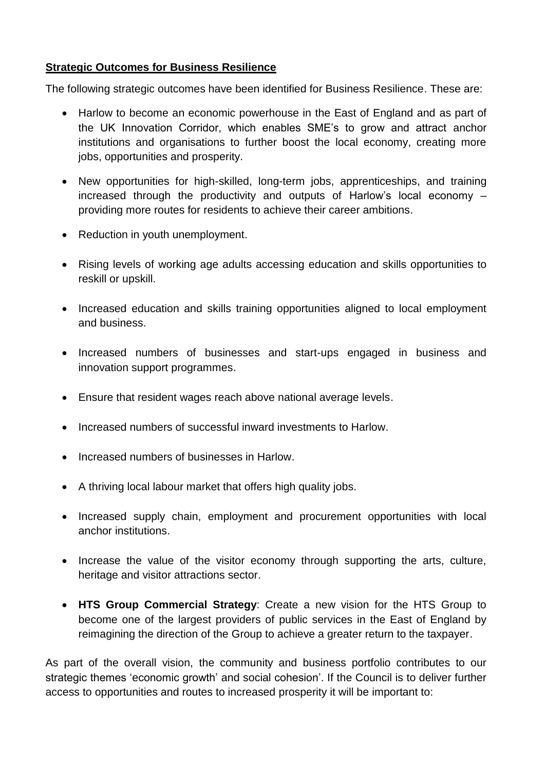**Strategic Outcomes for Business Resilience**

The following strategic outcomes have been identified for Business Resilience. These are:

- Harlow to become an economic powerhouse in the East of England and as part of the UK Innovation Corridor, which enables SME's to grow and attract anchor institutions and organisations to further boost the local economy, creating more jobs, opportunities and prosperity.
- New opportunities for high-skilled, long-term jobs, apprenticeships, and training increased through the productivity and outputs of Harlow's local economy – providing more routes for residents to achieve their career ambitions.
- Reduction in youth unemployment.
- Rising levels of working age adults accessing education and skills opportunities to reskill or upskill.
- Increased education and skills training opportunities aligned to local employment and business.
- Increased numbers of businesses and start-ups engaged in business and innovation support programmes.
- Ensure that resident wages reach above national average levels.
- Increased numbers of successful inward investments to Harlow.
- Increased numbers of businesses in Harlow.
- A thriving local labour market that offers high quality jobs.
- Increased supply chain, employment and procurement opportunities with local anchor institutions.
- Increase the value of the visitor economy through supporting the arts, culture, heritage and visitor attractions sector.
- **HTS Group Commercial Strategy**: Create a new vision for the HTS Group to become one of the largest providers of public services in the East of England by reimagining the direction of the Group to achieve a greater return to the taxpayer.

As part of the overall vision, the community and business portfolio contributes to our strategic themes 'economic growth' and social cohesion'. If the Council is to deliver further access to opportunities and routes to increased prosperity it will be important to: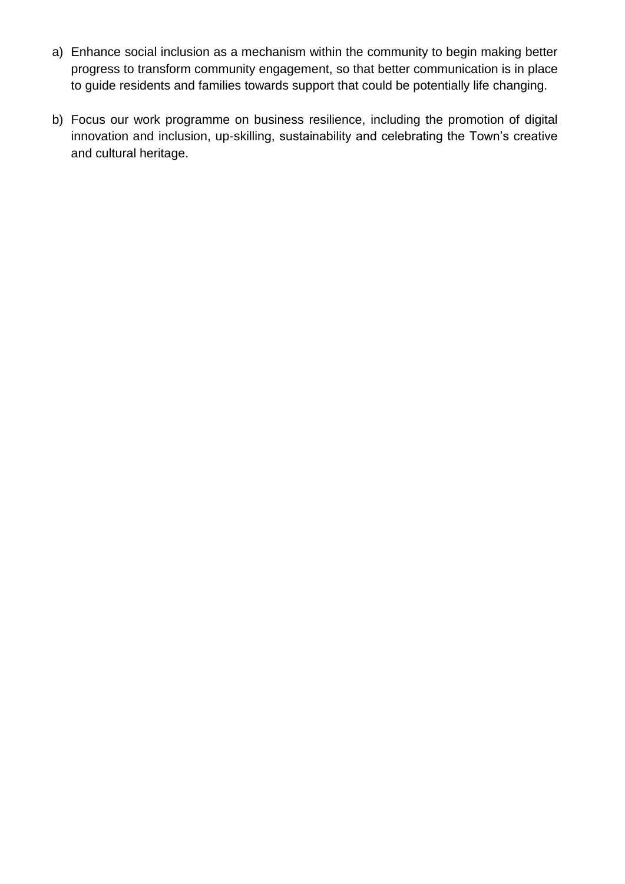a) Enhance social inclusion as a mechanism within the community to begin making better progress to transform community engagement, so that better communication is in place to guide residents and families towards support that could be potentially life changing.

b) Focus our work programme on business resilience, including the promotion of digital innovation and inclusion, up-skilling, sustainability and celebrating the Town's creative and cultural heritage.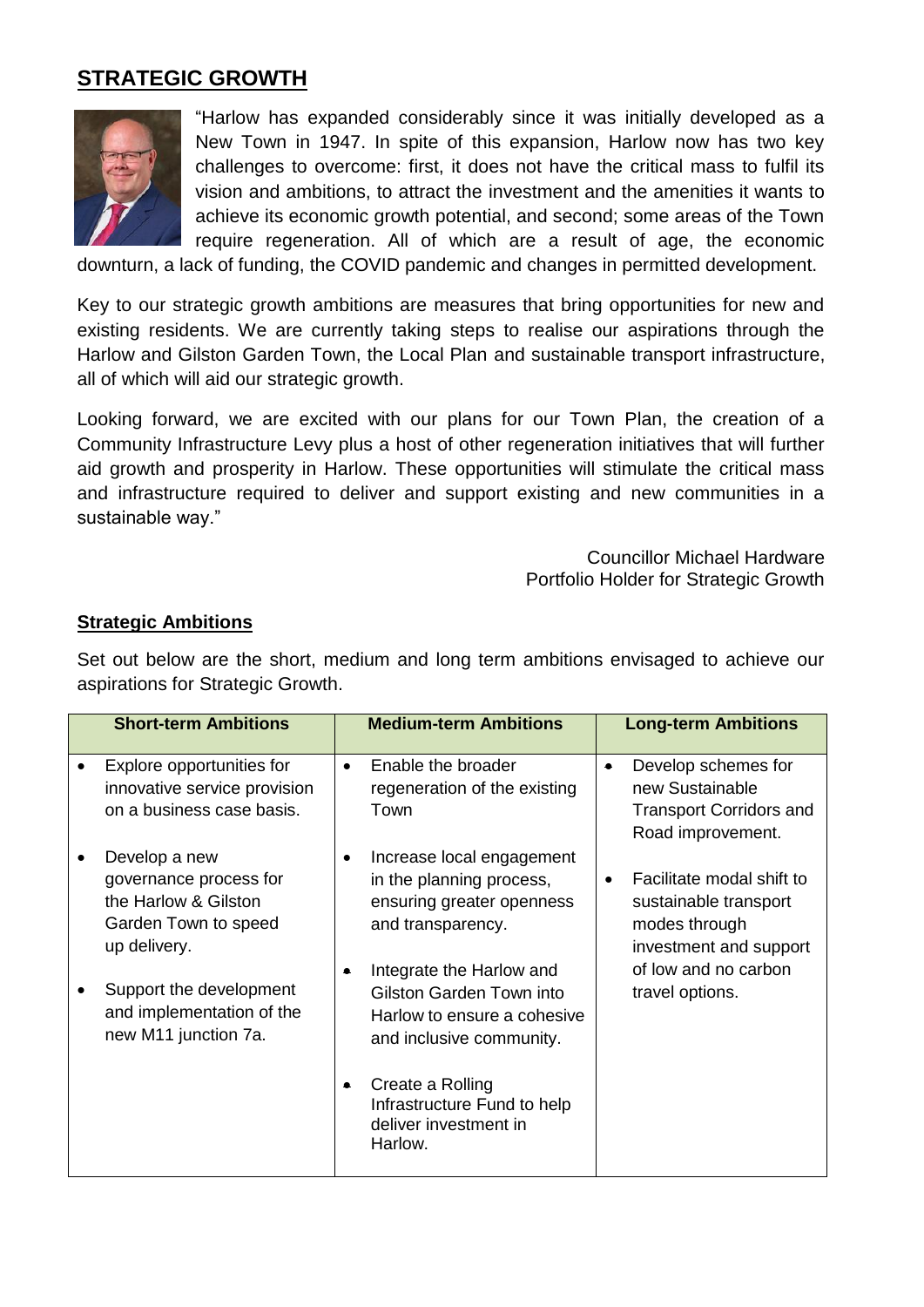## STRATEGIC GROWTH

"Harlow has expanded considerably since it was initially developed as a New Town in 1947. In spite of this expansion, Harlow now has two key challenges to overcome: first, it does not have the critical mass to fulfil its vision and ambitions, to attract the investment and the amenities it wants to achieve its economic growth potential, and second; some areas of the Town require regeneration. All of which are a result of age, the economic downturn, a lack of funding, the COVID pandemic and changes in permitted development.

Key to our strategic growth ambitions are measures that bring opportunities for new and existing residents. We are currently taking steps to realise our aspirations through the Harlow and Gilston Garden Town, the Local Plan and sustainable transport infrastructure, all of which will aid our strategic growth.

Looking forward, we are excited with our plans for our Town Plan, the creation of a Community Infrastructure Levy plus a host of other regeneration initiatives that will further aid growth and prosperity in Harlow. These opportunities will stimulate the critical mass and infrastructure required to deliver and support existing and new communities in a sustainable way."

Councillor Michael Hardware
Portfolio Holder for Strategic Growth

### Strategic Ambitions

Set out below are the short, medium and long term ambitions envisaged to achieve our aspirations for Strategic Growth.

| Short-term Ambitions | Medium-term Ambitions | Long-term Ambitions |
|---|---|---|
| • Explore opportunities for innovative service provision on a business case basis.<br><br>• Develop a new governance process for the Harlow & Gilston Garden Town to speed up delivery.<br><br>• Support the development and implementation of the new M11 junction 7a. | • Enable the broader regeneration of the existing Town<br><br>• Increase local engagement in the planning process, ensuring greater openness and transparency.<br><br>• Integrate the Harlow and Gilston Garden Town into Harlow to ensure a cohesive and inclusive community.<br><br>• Create a Rolling Infrastructure Fund to help deliver investment in Harlow. | • Develop schemes for new Sustainable Transport Corridors and Road improvement.<br><br>• Facilitate modal shift to sustainable transport modes through investment and support of low and no carbon travel options. |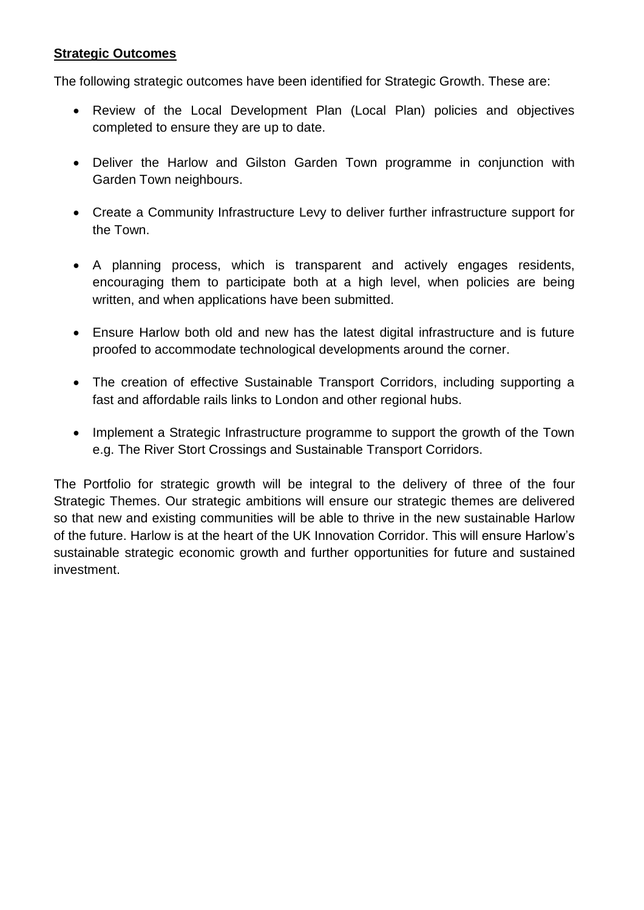**Strategic Outcomes**

The following strategic outcomes have been identified for Strategic Growth. These are:

- Review of the Local Development Plan (Local Plan) policies and objectives completed to ensure they are up to date.
- Deliver the Harlow and Gilston Garden Town programme in conjunction with Garden Town neighbours.
- Create a Community Infrastructure Levy to deliver further infrastructure support for the Town.
- A planning process, which is transparent and actively engages residents, encouraging them to participate both at a high level, when policies are being written, and when applications have been submitted.
- Ensure Harlow both old and new has the latest digital infrastructure and is future proofed to accommodate technological developments around the corner.
- The creation of effective Sustainable Transport Corridors, including supporting a fast and affordable rails links to London and other regional hubs.
- Implement a Strategic Infrastructure programme to support the growth of the Town e.g. The River Stort Crossings and Sustainable Transport Corridors.

The Portfolio for strategic growth will be integral to the delivery of three of the four Strategic Themes. Our strategic ambitions will ensure our strategic themes are delivered so that new and existing communities will be able to thrive in the new sustainable Harlow of the future. Harlow is at the heart of the UK Innovation Corridor. This will ensure Harlow's sustainable strategic economic growth and further opportunities for future and sustained investment.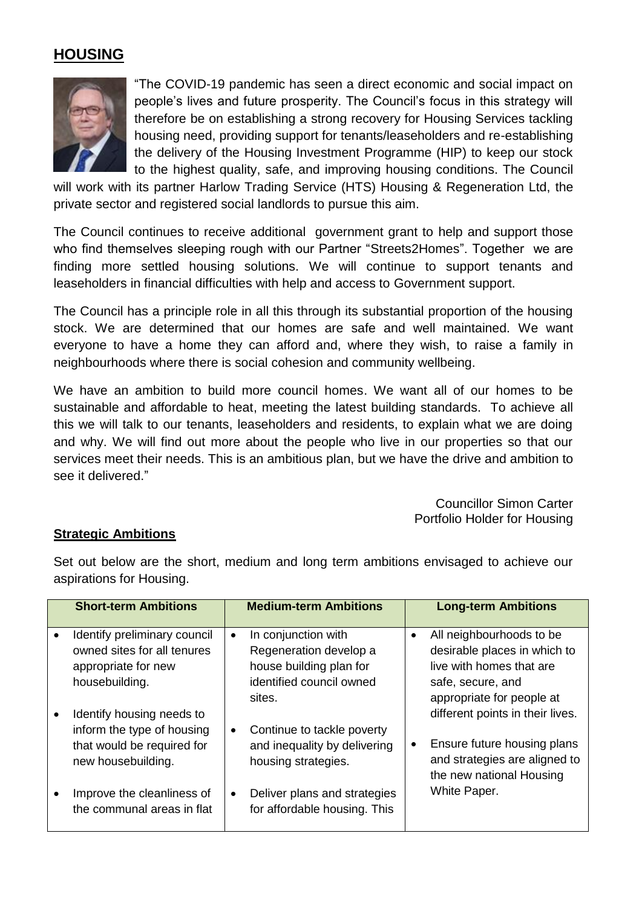## HOUSING

"The COVID-19 pandemic has seen a direct economic and social impact on people's lives and future prosperity. The Council's focus in this strategy will therefore be on establishing a strong recovery for Housing Services tackling housing need, providing support for tenants/leaseholders and re-establishing the delivery of the Housing Investment Programme (HIP) to keep our stock to the highest quality, safe, and improving housing conditions. The Council will work with its partner Harlow Trading Service (HTS) Housing & Regeneration Ltd, the private sector and registered social landlords to pursue this aim.

The Council continues to receive additional government grant to help and support those who find themselves sleeping rough with our Partner "Streets2Homes". Together we are finding more settled housing solutions. We will continue to support tenants and leaseholders in financial difficulties with help and access to Government support.

The Council has a principle role in all this through its substantial proportion of the housing stock. We are determined that our homes are safe and well maintained. We want everyone to have a home they can afford and, where they wish, to raise a family in neighbourhoods where there is social cohesion and community wellbeing.

We have an ambition to build more council homes. We want all of our homes to be sustainable and affordable to heat, meeting the latest building standards. To achieve all this we will talk to our tenants, leaseholders and residents, to explain what we are doing and why. We will find out more about the people who live in our properties so that our services meet their needs. This is an ambitious plan, but we have the drive and ambition to see it delivered."

Councillor Simon Carter
Portfolio Holder for Housing

### Strategic Ambitions

Set out below are the short, medium and long term ambitions envisaged to achieve our aspirations for Housing.

| Short-term Ambitions | Medium-term Ambitions | Long-term Ambitions |
|---|---|---|
| • Identify preliminary council owned sites for all tenures appropriate for new housebuilding.<br>• Identify housing needs to inform the type of housing that would be required for new housebuilding.<br>• Improve the cleanliness of the communal areas in flat | • In conjunction with Regeneration develop a house building plan for identified council owned sites.<br>• Continue to tackle poverty and inequality by delivering housing strategies.<br>• Deliver plans and strategies for affordable housing. This | • All neighbourhoods to be desirable places in which to live with homes that are safe, secure, and appropriate for people at different points in their lives.<br>• Ensure future housing plans and strategies are aligned to the new national Housing White Paper. |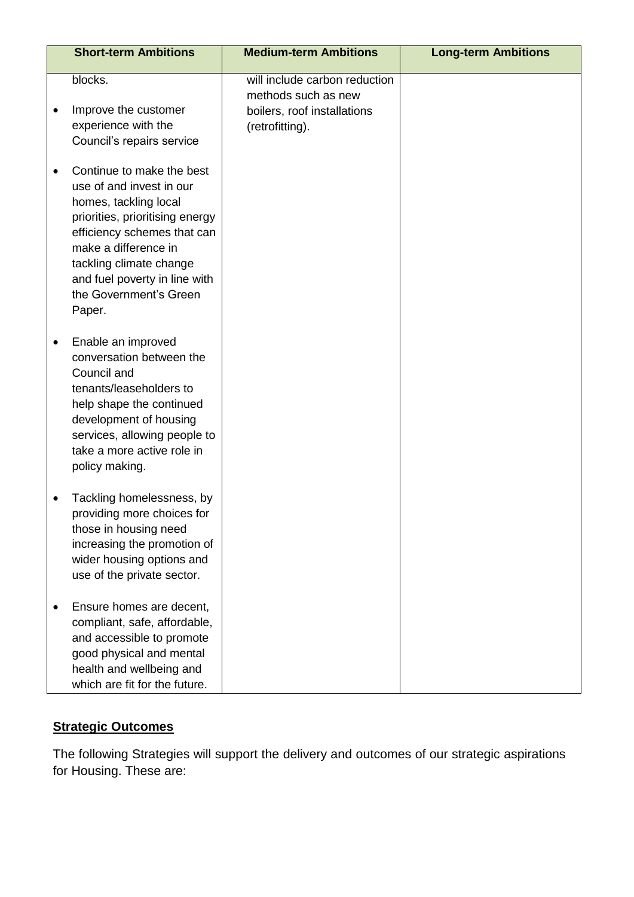| Short-term Ambitions | Medium-term Ambitions | Long-term Ambitions |
|---|---|---|
| blocks.<br><br>• Improve the customer experience with the Council's repairs service<br><br>• Continue to make the best use of and invest in our homes, tackling local priorities, prioritising energy efficiency schemes that can make a difference in tackling climate change and fuel poverty in line with the Government's Green Paper.<br><br>• Enable an improved conversation between the Council and tenants/leaseholders to help shape the continued development of housing services, allowing people to take a more active role in policy making.<br><br>• Tackling homelessness, by providing more choices for those in housing need increasing the promotion of wider housing options and use of the private sector.<br><br>• Ensure homes are decent, compliant, safe, affordable, and accessible to promote good physical and mental health and wellbeing and which are fit for the future. | will include carbon reduction methods such as new boilers, roof installations (retrofitting). | |

## Strategic Outcomes

The following Strategies will support the delivery and outcomes of our strategic aspirations for Housing. These are: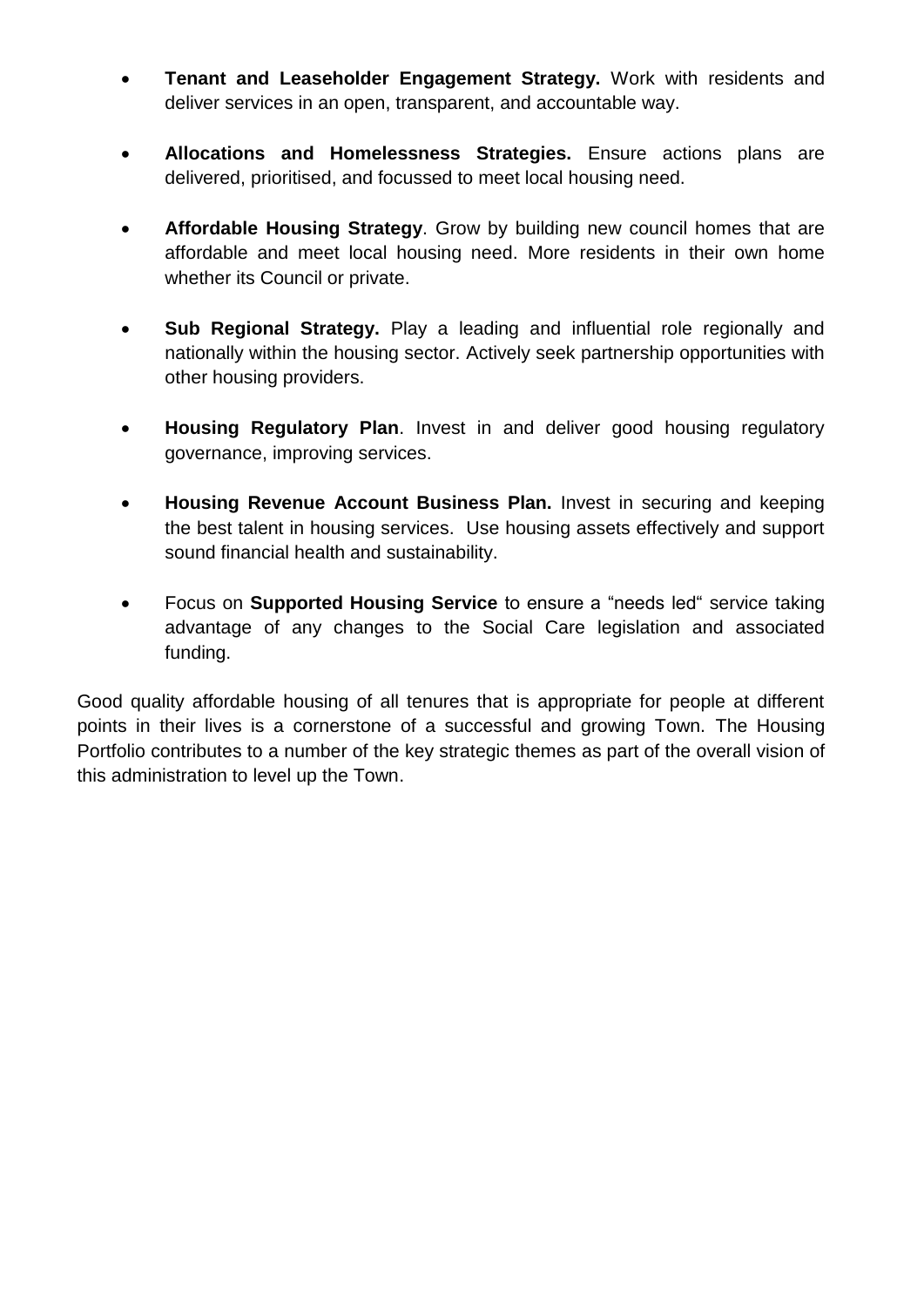- **Tenant and Leaseholder Engagement Strategy.** Work with residents and deliver services in an open, transparent, and accountable way.

- **Allocations and Homelessness Strategies.** Ensure actions plans are delivered, prioritised, and focussed to meet local housing need.

- **Affordable Housing Strategy**. Grow by building new council homes that are affordable and meet local housing need. More residents in their own home whether its Council or private.

- **Sub Regional Strategy.** Play a leading and influential role regionally and nationally within the housing sector. Actively seek partnership opportunities with other housing providers.

- **Housing Regulatory Plan**. Invest in and deliver good housing regulatory governance, improving services.

- **Housing Revenue Account Business Plan.** Invest in securing and keeping the best talent in housing services. Use housing assets effectively and support sound financial health and sustainability.

- Focus on **Supported Housing Service** to ensure a "needs led" service taking advantage of any changes to the Social Care legislation and associated funding.

Good quality affordable housing of all tenures that is appropriate for people at different points in their lives is a cornerstone of a successful and growing Town. The Housing Portfolio contributes to a number of the key strategic themes as part of the overall vision of this administration to level up the Town.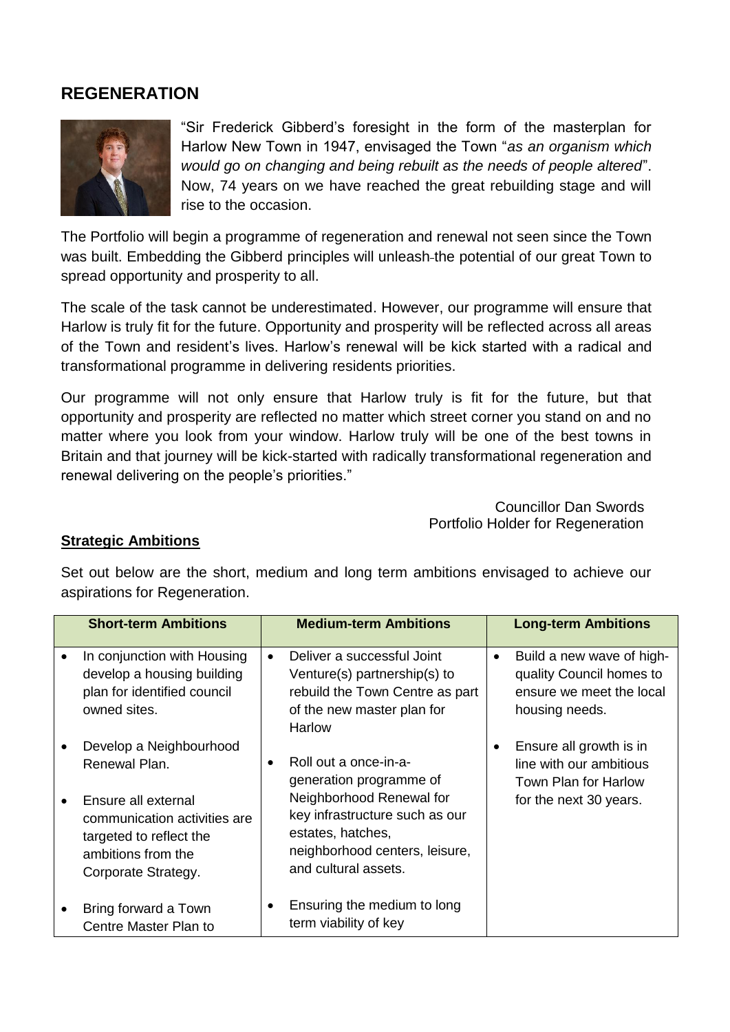## REGENERATION

"Sir Frederick Gibberd's foresight in the form of the masterplan for Harlow New Town in 1947, envisaged the Town "*as an organism which would go on changing and being rebuilt as the needs of people altered*". Now, 74 years on we have reached the great rebuilding stage and will rise to the occasion.

The Portfolio will begin a programme of regeneration and renewal not seen since the Town was built. Embedding the Gibberd principles will unleash the potential of our great Town to spread opportunity and prosperity to all.

The scale of the task cannot be underestimated. However, our programme will ensure that Harlow is truly fit for the future. Opportunity and prosperity will be reflected across all areas of the Town and resident's lives. Harlow's renewal will be kick started with a radical and transformational programme in delivering residents priorities.

Our programme will not only ensure that Harlow truly is fit for the future, but that opportunity and prosperity are reflected no matter which street corner you stand on and no matter where you look from your window. Harlow truly will be one of the best towns in Britain and that journey will be kick-started with radically transformational regeneration and renewal delivering on the people's priorities."

Councillor Dan Swords
Portfolio Holder for Regeneration

### Strategic Ambitions

Set out below are the short, medium and long term ambitions envisaged to achieve our aspirations for Regeneration.

| Short-term Ambitions | Medium-term Ambitions | Long-term Ambitions |
| --- | --- | --- |
| • In conjunction with Housing develop a housing building plan for identified council owned sites.<br><br>• Develop a Neighbourhood Renewal Plan.<br><br>• Ensure all external communication activities are targeted to reflect the ambitions from the Corporate Strategy.<br><br>• Bring forward a Town Centre Master Plan to | • Deliver a successful Joint Venture(s) partnership(s) to rebuild the Town Centre as part of the new master plan for Harlow<br><br>• Roll out a once-in-a-generation programme of Neighborhood Renewal for key infrastructure such as our estates, hatches, neighborhood centers, leisure, and cultural assets.<br><br>• Ensuring the medium to long term viability of key | • Build a new wave of high-quality Council homes to ensure we meet the local housing needs.<br><br>• Ensure all growth is in line with our ambitious Town Plan for Harlow for the next 30 years. |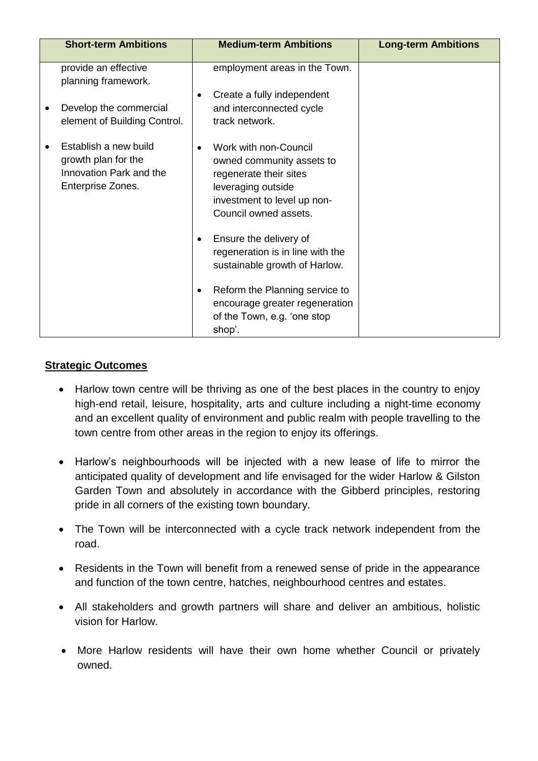| Short-term Ambitions | Medium-term Ambitions | Long-term Ambitions |
|---|---|---|
| provide an effective planning framework.<br><br>• Develop the commercial element of Building Control.<br><br>• Establish a new build growth plan for the Innovation Park and the Enterprise Zones. | employment areas in the Town.<br><br>• Create a fully independent and interconnected cycle track network.<br><br>• Work with non-Council owned community assets to regenerate their sites leveraging outside investment to level up non-Council owned assets.<br><br>• Ensure the delivery of regeneration is in line with the sustainable growth of Harlow.<br><br>• Reform the Planning service to encourage greater regeneration of the Town, e.g. 'one stop shop'. | |

**Strategic Outcomes**

- Harlow town centre will be thriving as one of the best places in the country to enjoy high-end retail, leisure, hospitality, arts and culture including a night-time economy and an excellent quality of environment and public realm with people travelling to the town centre from other areas in the region to enjoy its offerings.
- Harlow's neighbourhoods will be injected with a new lease of life to mirror the anticipated quality of development and life envisaged for the wider Harlow & Gilston Garden Town and absolutely in accordance with the Gibberd principles, restoring pride in all corners of the existing town boundary.
- The Town will be interconnected with a cycle track network independent from the road.
- Residents in the Town will benefit from a renewed sense of pride in the appearance and function of the town centre, hatches, neighbourhood centres and estates.
- All stakeholders and growth partners will share and deliver an ambitious, holistic vision for Harlow.
- More Harlow residents will have their own home whether Council or privately owned.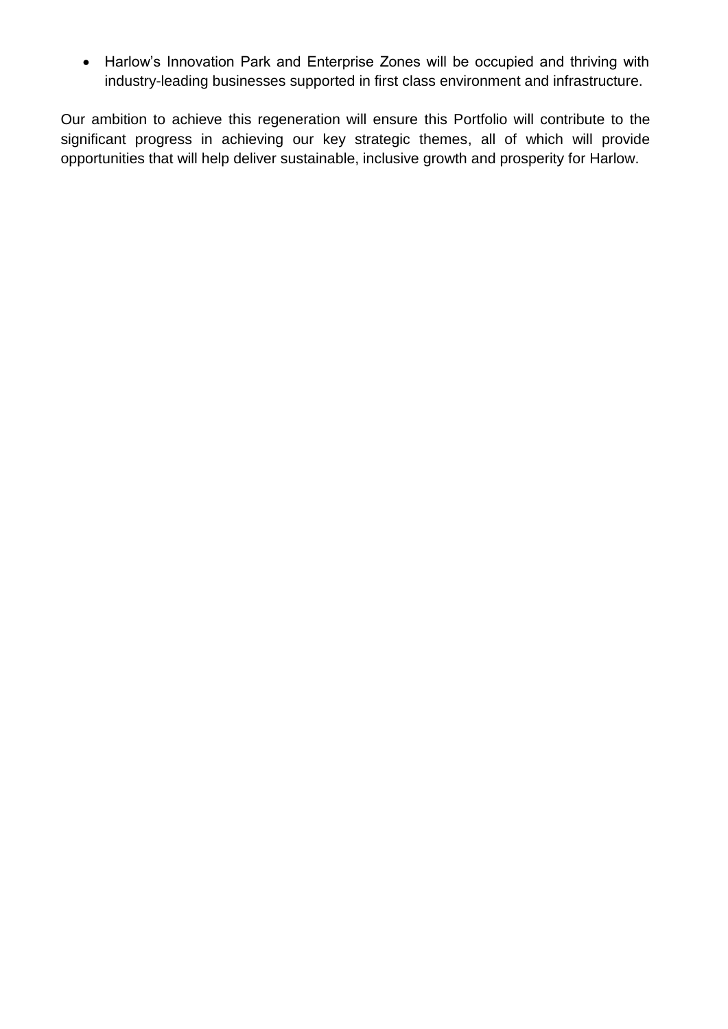- Harlow's Innovation Park and Enterprise Zones will be occupied and thriving with industry-leading businesses supported in first class environment and infrastructure.

Our ambition to achieve this regeneration will ensure this Portfolio will contribute to the significant progress in achieving our key strategic themes, all of which will provide opportunities that will help deliver sustainable, inclusive growth and prosperity for Harlow.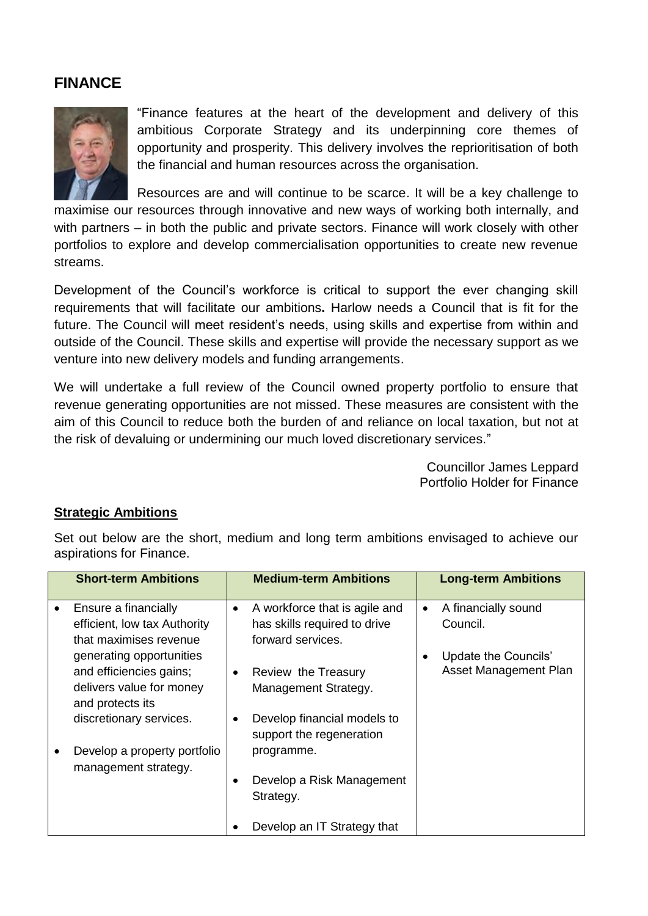## FINANCE

"Finance features at the heart of the development and delivery of this ambitious Corporate Strategy and its underpinning core themes of opportunity and prosperity. This delivery involves the reprioritisation of both the financial and human resources across the organisation.

Resources are and will continue to be scarce. It will be a key challenge to maximise our resources through innovative and new ways of working both internally, and with partners – in both the public and private sectors. Finance will work closely with other portfolios to explore and develop commercialisation opportunities to create new revenue streams.

Development of the Council's workforce is critical to support the ever changing skill requirements that will facilitate our ambitions**.** Harlow needs a Council that is fit for the future. The Council will meet resident's needs, using skills and expertise from within and outside of the Council. These skills and expertise will provide the necessary support as we venture into new delivery models and funding arrangements.

We will undertake a full review of the Council owned property portfolio to ensure that revenue generating opportunities are not missed. These measures are consistent with the aim of this Council to reduce both the burden of and reliance on local taxation, but not at the risk of devaluing or undermining our much loved discretionary services."

Councillor James Leppard
Portfolio Holder for Finance

### Strategic Ambitions

Set out below are the short, medium and long term ambitions envisaged to achieve our aspirations for Finance.

| Short-term Ambitions | Medium-term Ambitions | Long-term Ambitions |
|---|---|---|
| • Ensure a financially efficient, low tax Authority that maximises revenue generating opportunities and efficiencies gains; delivers value for money and protects its discretionary services.<br><br>• Develop a property portfolio management strategy. | • A workforce that is agile and has skills required to drive forward services.<br><br>• Review the Treasury Management Strategy.<br><br>• Develop financial models to support the regeneration programme.<br><br>• Develop a Risk Management Strategy.<br><br>• Develop an IT Strategy that | • A financially sound Council.<br><br>• Update the Councils' Asset Management Plan |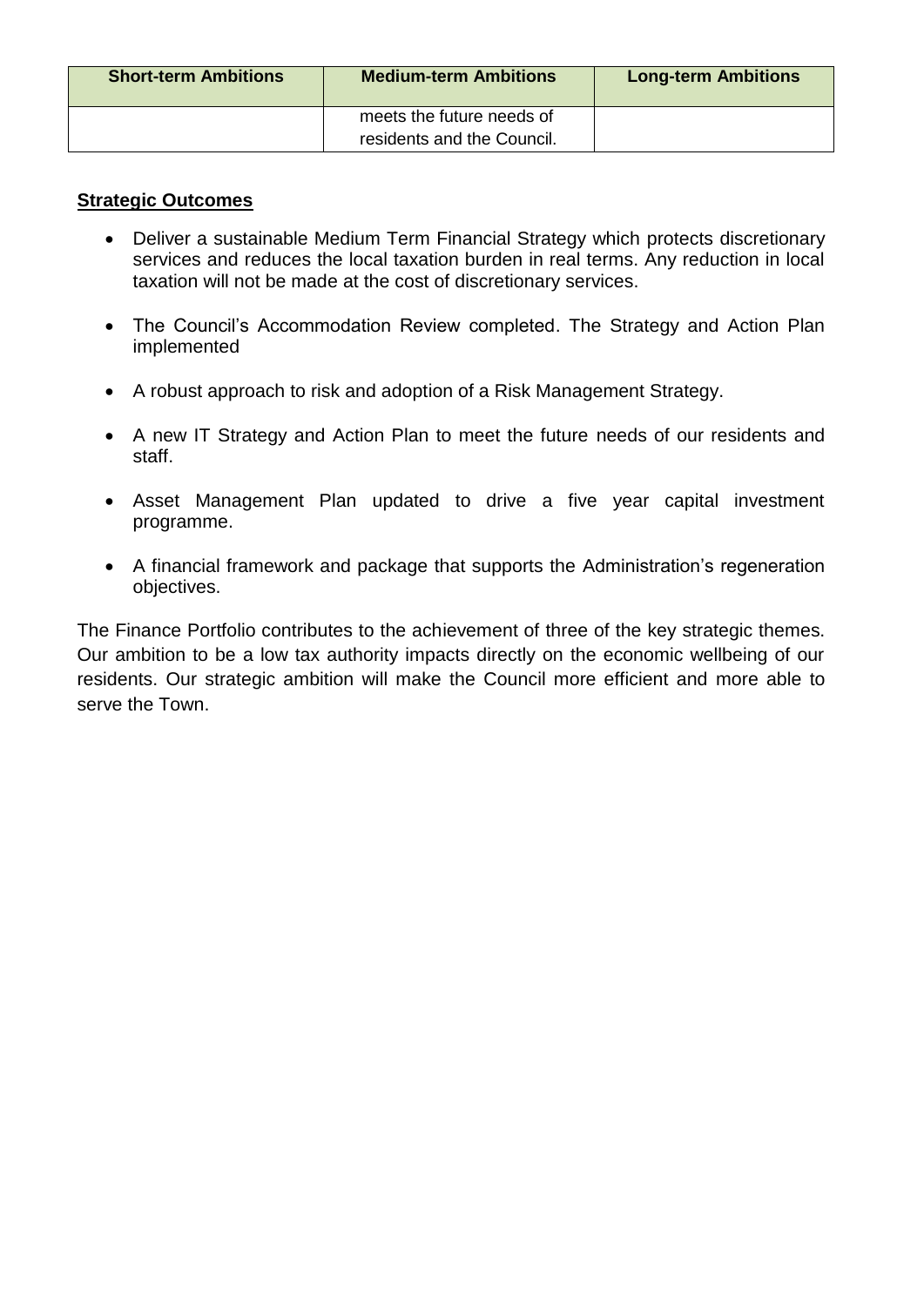| Short-term Ambitions | Medium-term Ambitions | Long-term Ambitions |
| --- | --- | --- |
| | meets the future needs of residents and the Council. | |

**Strategic Outcomes**

- Deliver a sustainable Medium Term Financial Strategy which protects discretionary services and reduces the local taxation burden in real terms. Any reduction in local taxation will not be made at the cost of discretionary services.
- The Council's Accommodation Review completed. The Strategy and Action Plan implemented
- A robust approach to risk and adoption of a Risk Management Strategy.
- A new IT Strategy and Action Plan to meet the future needs of our residents and staff.
- Asset Management Plan updated to drive a five year capital investment programme.
- A financial framework and package that supports the Administration's regeneration objectives.

The Finance Portfolio contributes to the achievement of three of the key strategic themes. Our ambition to be a low tax authority impacts directly on the economic wellbeing of our residents. Our strategic ambition will make the Council more efficient and more able to serve the Town.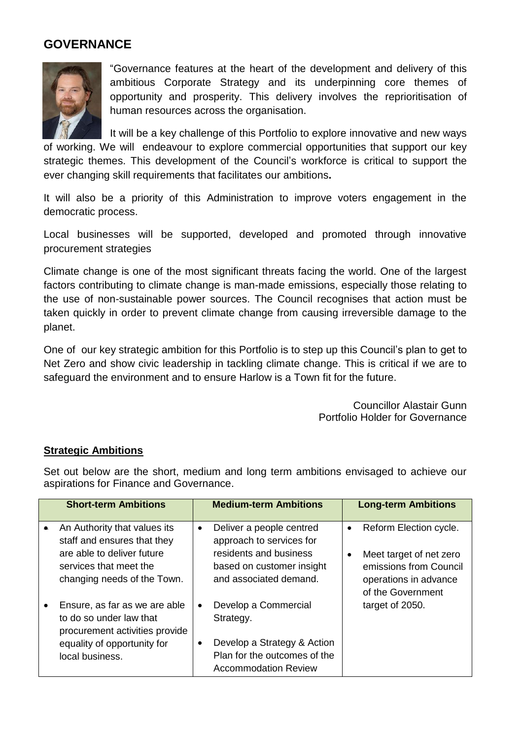## GOVERNANCE

"Governance features at the heart of the development and delivery of this ambitious Corporate Strategy and its underpinning core themes of opportunity and prosperity. This delivery involves the reprioritisation of human resources across the organisation.

It will be a key challenge of this Portfolio to explore innovative and new ways of working. We will endeavour to explore commercial opportunities that support our key strategic themes. This development of the Council's workforce is critical to support the ever changing skill requirements that facilitates our ambitions**.**

It will also be a priority of this Administration to improve voters engagement in the democratic process.

Local businesses will be supported, developed and promoted through innovative procurement strategies

Climate change is one of the most significant threats facing the world. One of the largest factors contributing to climate change is man-made emissions, especially those relating to the use of non-sustainable power sources. The Council recognises that action must be taken quickly in order to prevent climate change from causing irreversible damage to the planet.

One of our key strategic ambition for this Portfolio is to step up this Council's plan to get to Net Zero and show civic leadership in tackling climate change. This is critical if we are to safeguard the environment and to ensure Harlow is a Town fit for the future.

Councillor Alastair Gunn
Portfolio Holder for Governance

**Strategic Ambitions**

Set out below are the short, medium and long term ambitions envisaged to achieve our aspirations for Finance and Governance.

| Short-term Ambitions | Medium-term Ambitions | Long-term Ambitions |
|---|---|---|
| • An Authority that values its staff and ensures that they are able to deliver future services that meet the changing needs of the Town.<br>• Ensure, as far as we are able to do so under law that procurement activities provide equality of opportunity for local business. | • Deliver a people centred approach to services for residents and business based on customer insight and associated demand.<br>• Develop a Commercial Strategy.<br>• Develop a Strategy & Action Plan for the outcomes of the Accommodation Review | • Reform Election cycle.<br>• Meet target of net zero emissions from Council operations in advance of the Government target of 2050. |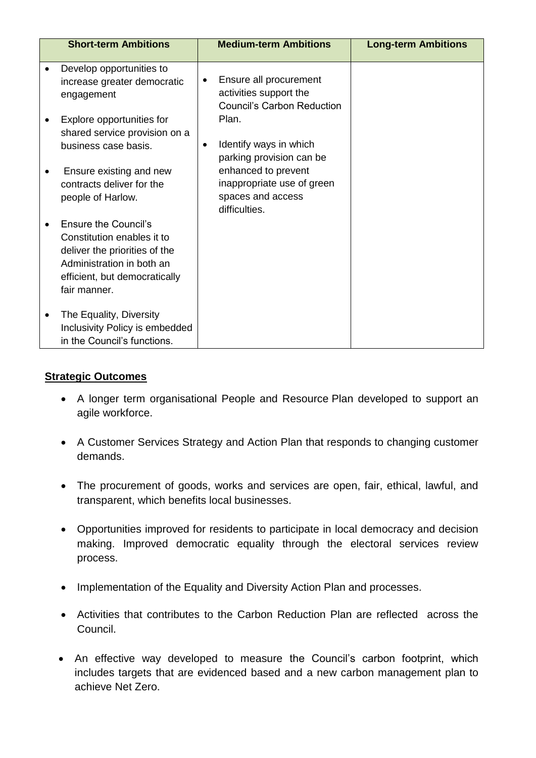| Short-term Ambitions | Medium-term Ambitions | Long-term Ambitions |
|---|---|---|
| • Develop opportunities to increase greater democratic engagement<br><br>• Explore opportunities for shared service provision on a business case basis.<br><br>• Ensure existing and new contracts deliver for the people of Harlow.<br><br>• Ensure the Council's Constitution enables it to deliver the priorities of the Administration in both an efficient, but democratically fair manner.<br><br>• The Equality, Diversity Inclusivity Policy is embedded in the Council's functions. | • Ensure all procurement activities support the Council's Carbon Reduction Plan.<br><br>• Identify ways in which parking provision can be enhanced to prevent inappropriate use of green spaces and access difficulties. | |

**Strategic Outcomes**

- A longer term organisational People and Resource Plan developed to support an agile workforce.
- A Customer Services Strategy and Action Plan that responds to changing customer demands.
- The procurement of goods, works and services are open, fair, ethical, lawful, and transparent, which benefits local businesses.
- Opportunities improved for residents to participate in local democracy and decision making. Improved democratic equality through the electoral services review process.
- Implementation of the Equality and Diversity Action Plan and processes.
- Activities that contributes to the Carbon Reduction Plan are reflected across the Council.
- An effective way developed to measure the Council's carbon footprint, which includes targets that are evidenced based and a new carbon management plan to achieve Net Zero.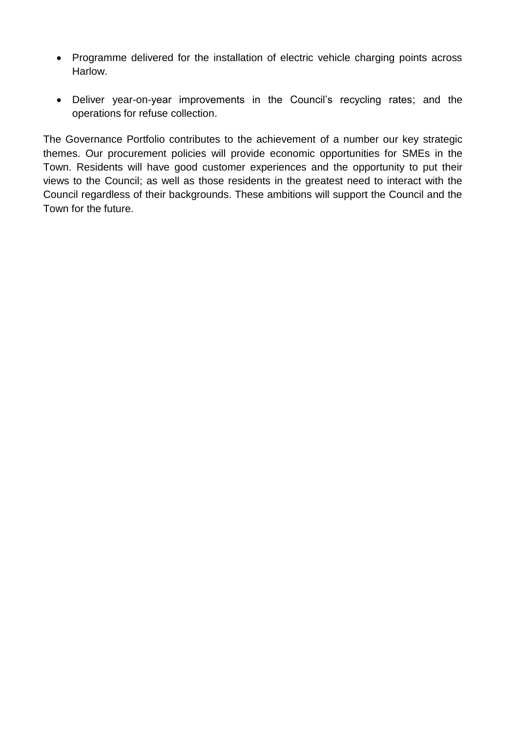- Programme delivered for the installation of electric vehicle charging points across Harlow.

- Deliver year-on-year improvements in the Council's recycling rates; and the operations for refuse collection.

The Governance Portfolio contributes to the achievement of a number our key strategic themes. Our procurement policies will provide economic opportunities for SMEs in the Town. Residents will have good customer experiences and the opportunity to put their views to the Council; as well as those residents in the greatest need to interact with the Council regardless of their backgrounds. These ambitions will support the Council and the Town for the future.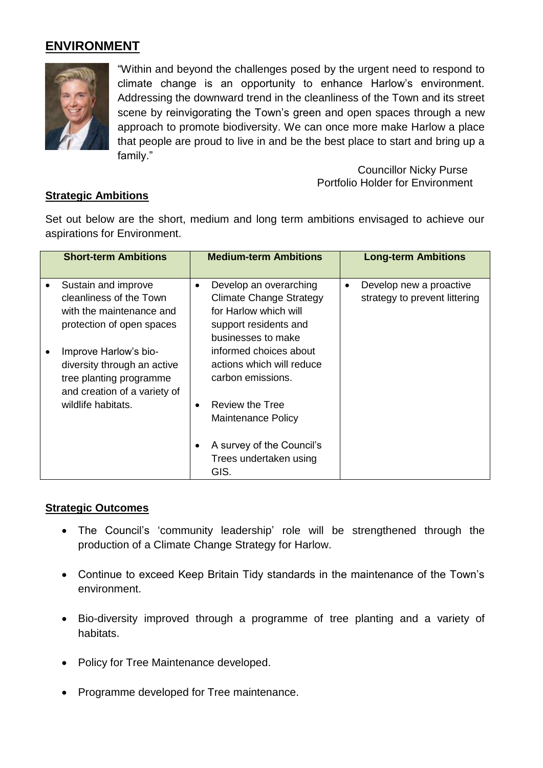## ENVIRONMENT

"Within and beyond the challenges posed by the urgent need to respond to climate change is an opportunity to enhance Harlow's environment. Addressing the downward trend in the cleanliness of the Town and its street scene by reinvigorating the Town's green and open spaces through a new approach to promote biodiversity. We can once more make Harlow a place that people are proud to live in and be the best place to start and bring up a family."

Councillor Nicky Purse
Portfolio Holder for Environment

**Strategic Ambitions**

Set out below are the short, medium and long term ambitions envisaged to achieve our aspirations for Environment.

| Short-term Ambitions | Medium-term Ambitions | Long-term Ambitions |
|---|---|---|
| • Sustain and improve cleanliness of the Town with the maintenance and protection of open spaces<br><br>• Improve Harlow's bio-diversity through an active tree planting programme and creation of a variety of wildlife habitats. | • Develop an overarching Climate Change Strategy for Harlow which will support residents and businesses to make informed choices about actions which will reduce carbon emissions.<br><br>• Review the Tree Maintenance Policy<br><br>• A survey of the Council's Trees undertaken using GIS. | • Develop new a proactive strategy to prevent littering |

**Strategic Outcomes**

- The Council's 'community leadership' role will be strengthened through the production of a Climate Change Strategy for Harlow.
- Continue to exceed Keep Britain Tidy standards in the maintenance of the Town's environment.
- Bio-diversity improved through a programme of tree planting and a variety of habitats.
- Policy for Tree Maintenance developed.
- Programme developed for Tree maintenance.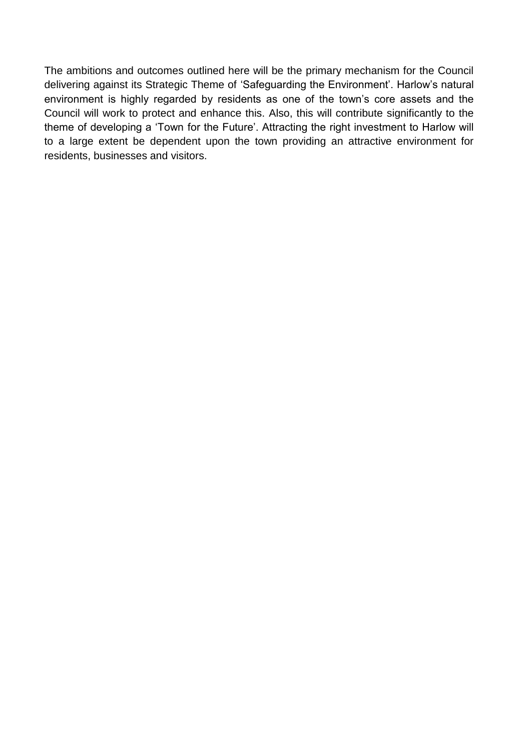The ambitions and outcomes outlined here will be the primary mechanism for the Council delivering against its Strategic Theme of 'Safeguarding the Environment'. Harlow's natural environment is highly regarded by residents as one of the town's core assets and the Council will work to protect and enhance this. Also, this will contribute significantly to the theme of developing a 'Town for the Future'. Attracting the right investment to Harlow will to a large extent be dependent upon the town providing an attractive environment for residents, businesses and visitors.